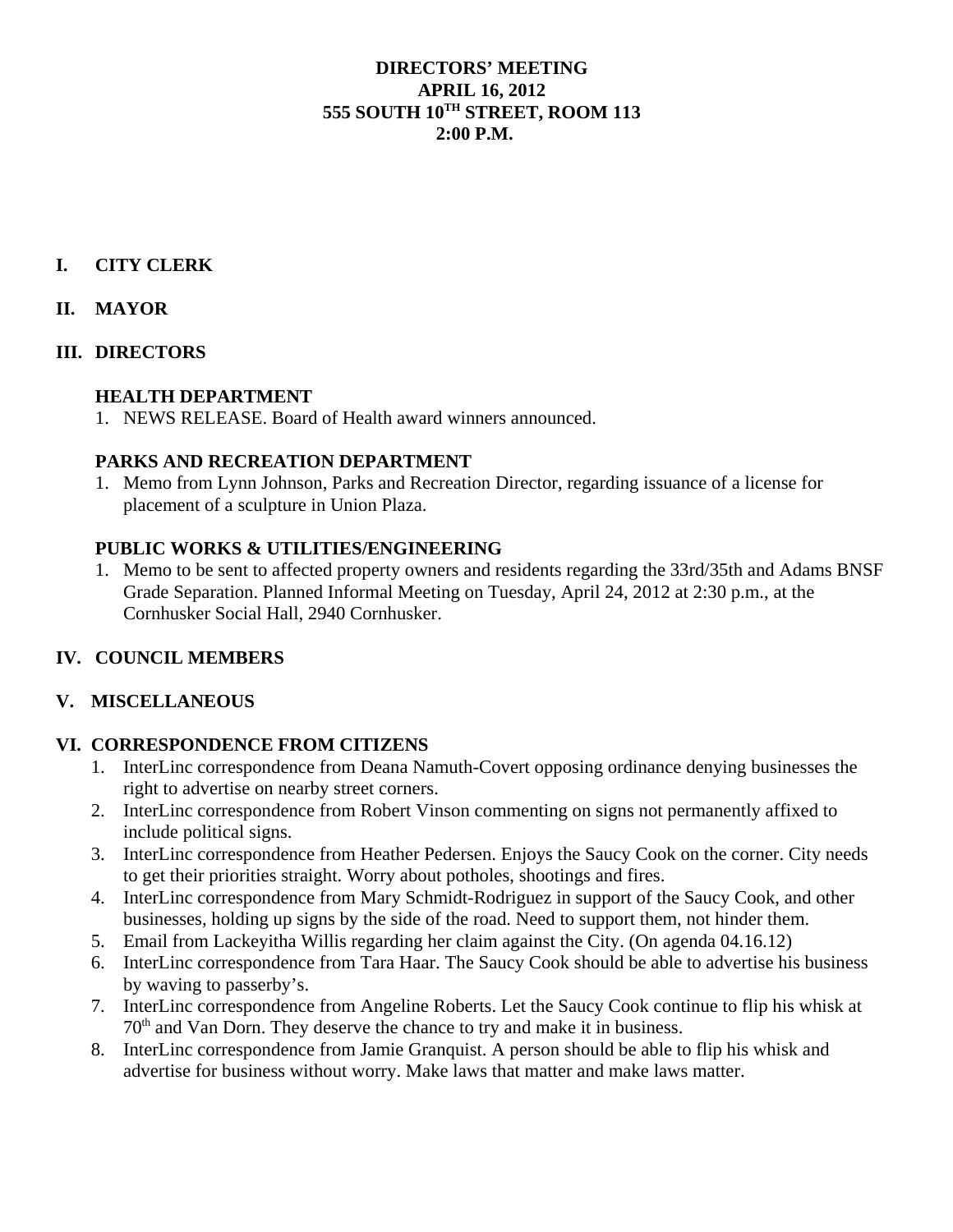# DIRECTORS' MEETING
## APRIL 16, 2012
## 555 SOUTH 10TH STREET, ROOM 113
## 2:00 P.M.

## I. CITY CLERK

## II. MAYOR

## III. DIRECTORS

### HEALTH DEPARTMENT

1. NEWS RELEASE. Board of Health award winners announced.

### PARKS AND RECREATION DEPARTMENT

1. Memo from Lynn Johnson, Parks and Recreation Director, regarding issuance of a license for placement of a sculpture in Union Plaza.

### PUBLIC WORKS & UTILITIES/ENGINEERING

1. Memo to be sent to affected property owners and residents regarding the 33rd/35th and Adams BNSF Grade Separation. Planned Informal Meeting on Tuesday, April 24, 2012 at 2:30 p.m., at the Cornhusker Social Hall, 2940 Cornhusker.

## IV. COUNCIL MEMBERS

## V. MISCELLANEOUS

## VI. CORRESPONDENCE FROM CITIZENS

1. InterLinc correspondence from Deana Namuth-Covert opposing ordinance denying businesses the right to advertise on nearby street corners.
2. InterLinc correspondence from Robert Vinson commenting on signs not permanently affixed to include political signs.
3. InterLinc correspondence from Heather Pedersen. Enjoys the Saucy Cook on the corner. City needs to get their priorities straight. Worry about potholes, shootings and fires.
4. InterLinc correspondence from Mary Schmidt-Rodriguez in support of the Saucy Cook, and other businesses, holding up signs by the side of the road. Need to support them, not hinder them.
5. Email from Lackeyitha Willis regarding her claim against the City. (On agenda 04.16.12)
6. InterLinc correspondence from Tara Haar. The Saucy Cook should be able to advertise his business by waving to passerby's.
7. InterLinc correspondence from Angeline Roberts. Let the Saucy Cook continue to flip his whisk at 70th and Van Dorn. They deserve the chance to try and make it in business.
8. InterLinc correspondence from Jamie Granquist. A person should be able to flip his whisk and advertise for business without worry. Make laws that matter and make laws matter.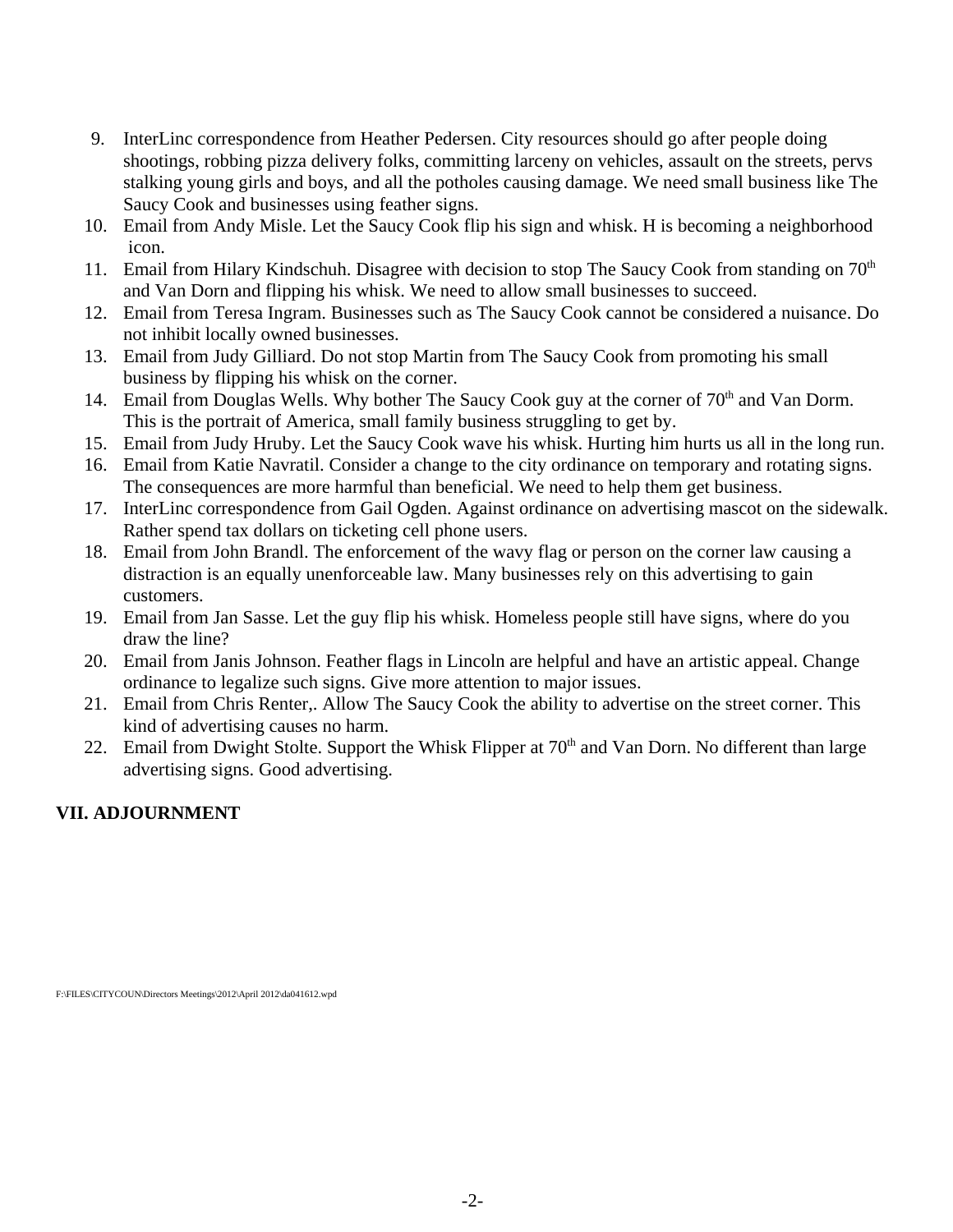9. InterLinc correspondence from Heather Pedersen. City resources should go after people doing shootings, robbing pizza delivery folks, committing larceny on vehicles, assault on the streets, pervs stalking young girls and boys, and all the potholes causing damage. We need small business like The Saucy Cook and businesses using feather signs.
10. Email from Andy Misle. Let the Saucy Cook flip his sign and whisk. H is becoming a neighborhood icon.
11. Email from Hilary Kindschuh. Disagree with decision to stop The Saucy Cook from standing on 70th and Van Dorn and flipping his whisk. We need to allow small businesses to succeed.
12. Email from Teresa Ingram. Businesses such as The Saucy Cook cannot be considered a nuisance. Do not inhibit locally owned businesses.
13. Email from Judy Gilliard. Do not stop Martin from The Saucy Cook from promoting his small business by flipping his whisk on the corner.
14. Email from Douglas Wells. Why bother The Saucy Cook guy at the corner of 70th and Van Dorm. This is the portrait of America, small family business struggling to get by.
15. Email from Judy Hruby. Let the Saucy Cook wave his whisk. Hurting him hurts us all in the long run.
16. Email from Katie Navratil. Consider a change to the city ordinance on temporary and rotating signs. The consequences are more harmful than beneficial. We need to help them get business.
17. InterLinc correspondence from Gail Ogden. Against ordinance on advertising mascot on the sidewalk. Rather spend tax dollars on ticketing cell phone users.
18. Email from John Brandl. The enforcement of the wavy flag or person on the corner law causing a distraction is an equally unenforceable law. Many businesses rely on this advertising to gain customers.
19. Email from Jan Sasse. Let the guy flip his whisk. Homeless people still have signs, where do you draw the line?
20. Email from Janis Johnson. Feather flags in Lincoln are helpful and have an artistic appeal. Change ordinance to legalize such signs. Give more attention to major issues.
21. Email from Chris Renter,. Allow The Saucy Cook the ability to advertise on the street corner. This kind of advertising causes no harm.
22. Email from Dwight Stolte. Support the Whisk Flipper at 70th and Van Dorn. No different than large advertising signs. Good advertising.

**VII. ADJOURNMENT**

F:\FILES\CITYCOUN\Directors Meetings\2012\April 2012\da041612.wpd